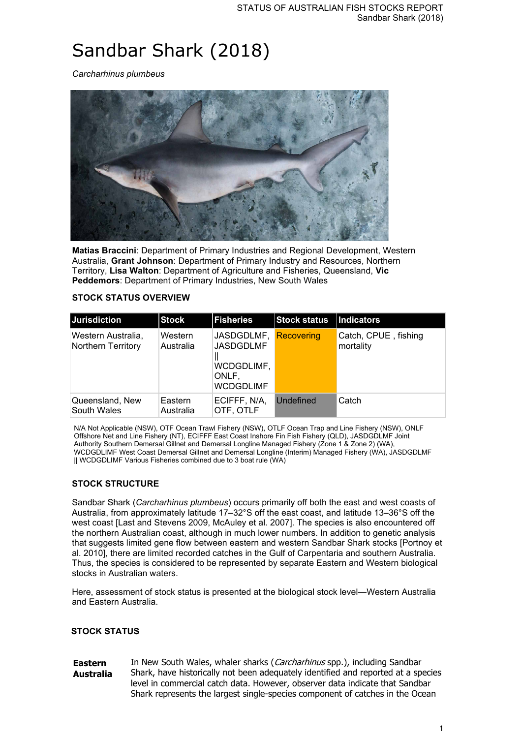# Sandbar Shark (2018)

*Carcharhinus plumbeus*

**Matias Braccini**: Department of Primary Industries and Regional Development, Western Australia, **Grant Johnson**: Department of Primary Industry and Resources, Northern Territory, **Lisa Walton**: Department of Agriculture and Fisheries, Queensland, **Vic Peddemors**: Department of Primary Industries, New South Wales

### STOCK STATUS OVERVIEW

| Jurisdiction | Stock | Fisheries | Stock status | Indicators |
|---|---|---|---|---|
| Western Australia, Northern Territory | Western Australia | JASDGDLMF, JASDGDLMF \|\| WCDGDLIMF, ONLF, WCDGDLIMF | Recovering | Catch, CPUE , fishing mortality |
| Queensland, New South Wales | Eastern Australia | ECIFFF, N/A, OTF, OTLF | Undefined | Catch |

N/A Not Applicable (NSW), OTF Ocean Trawl Fishery (NSW), OTLF Ocean Trap and Line Fishery (NSW), ONLF Offshore Net and Line Fishery (NT), ECIFFF East Coast Inshore Fin Fish Fishery (QLD), JASDGDLMF Joint Authority Southern Demersal Gillnet and Demersal Longline Managed Fishery (Zone 1 & Zone 2) (WA), WCDGDLIMF West Coast Demersal Gillnet and Demersal Longline (Interim) Managed Fishery (WA), JASDGDLMF || WCDGDLIMF Various Fisheries combined due to 3 boat rule (WA)

### STOCK STRUCTURE

Sandbar Shark (*Carcharhinus plumbeus*) occurs primarily off both the east and west coasts of Australia, from approximately latitude 17–32°S off the east coast, and latitude 13–36°S off the west coast [Last and Stevens 2009, McAuley et al. 2007]. The species is also encountered off the northern Australian coast, although in much lower numbers. In addition to genetic analysis that suggests limited gene flow between eastern and western Sandbar Shark stocks [Portnoy et al. 2010], there are limited recorded catches in the Gulf of Carpentaria and southern Australia. Thus, the species is considered to be represented by separate Eastern and Western biological stocks in Australian waters.

Here, assessment of stock status is presented at the biological stock level—Western Australia and Eastern Australia.

### STOCK STATUS

**Eastern Australia**

In New South Wales, whaler sharks (*Carcharhinus* spp.), including Sandbar Shark, have historically not been adequately identified and reported at a species level in commercial catch data. However, observer data indicate that Sandbar Shark represents the largest single-species component of catches in the Ocean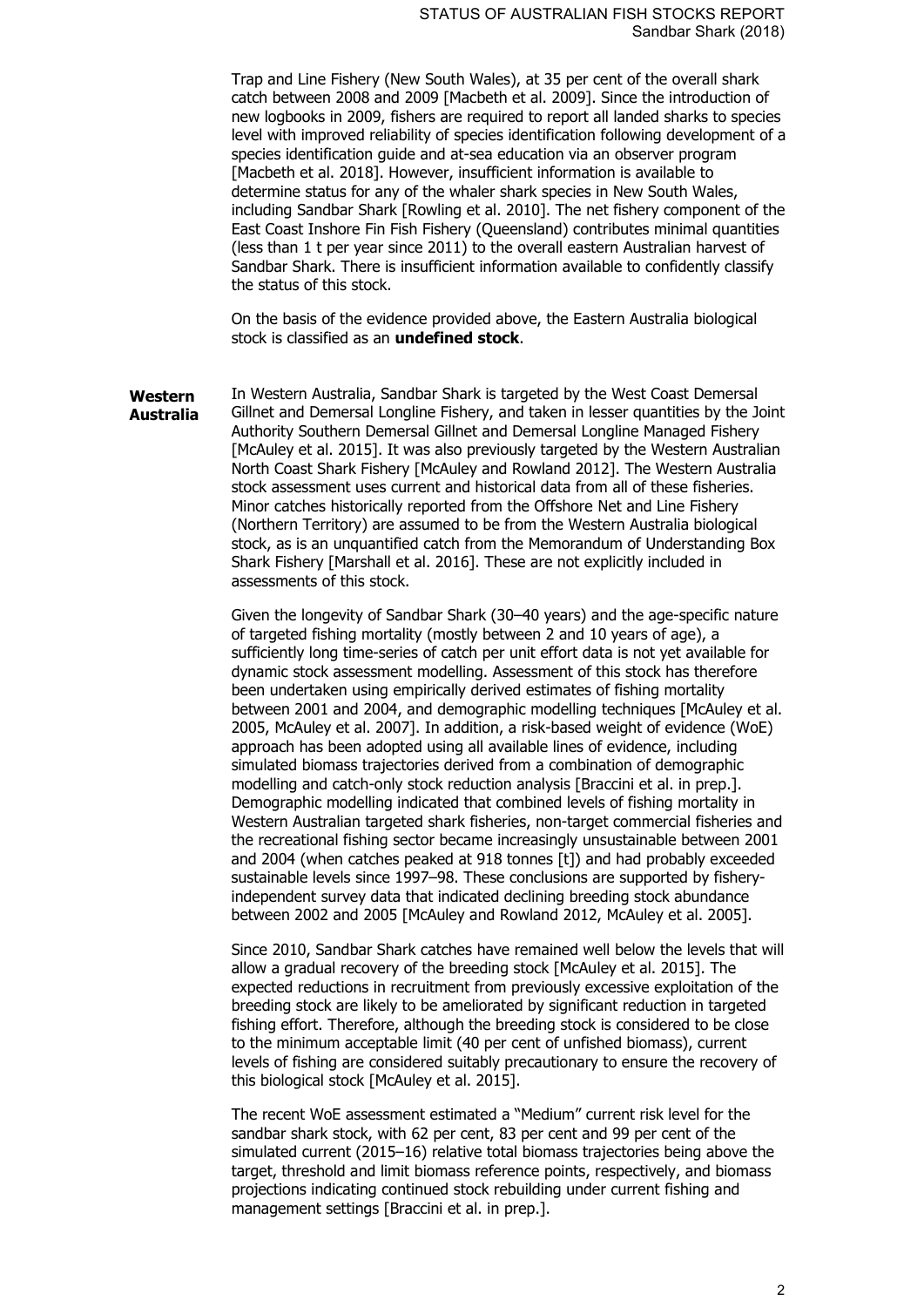Trap and Line Fishery (New South Wales), at 35 per cent of the overall shark catch between 2008 and 2009 [Macbeth et al. 2009]. Since the introduction of new logbooks in 2009, fishers are required to report all landed sharks to species level with improved reliability of species identification following development of a species identification guide and at-sea education via an observer program [Macbeth et al. 2018]. However, insufficient information is available to determine status for any of the whaler shark species in New South Wales, including Sandbar Shark [Rowling et al. 2010]. The net fishery component of the East Coast Inshore Fin Fish Fishery (Queensland) contributes minimal quantities (less than 1 t per year since 2011) to the overall eastern Australian harvest of Sandbar Shark. There is insufficient information available to confidently classify the status of this stock.

On the basis of the evidence provided above, the Eastern Australia biological stock is classified as an **undefined stock**.

**Western Australia**

In Western Australia, Sandbar Shark is targeted by the West Coast Demersal Gillnet and Demersal Longline Fishery, and taken in lesser quantities by the Joint Authority Southern Demersal Gillnet and Demersal Longline Managed Fishery [McAuley et al. 2015]. It was also previously targeted by the Western Australian North Coast Shark Fishery [McAuley and Rowland 2012]. The Western Australia stock assessment uses current and historical data from all of these fisheries. Minor catches historically reported from the Offshore Net and Line Fishery (Northern Territory) are assumed to be from the Western Australia biological stock, as is an unquantified catch from the Memorandum of Understanding Box Shark Fishery [Marshall et al. 2016]. These are not explicitly included in assessments of this stock.

Given the longevity of Sandbar Shark (30–40 years) and the age-specific nature of targeted fishing mortality (mostly between 2 and 10 years of age), a sufficiently long time-series of catch per unit effort data is not yet available for dynamic stock assessment modelling. Assessment of this stock has therefore been undertaken using empirically derived estimates of fishing mortality between 2001 and 2004, and demographic modelling techniques [McAuley et al. 2005, McAuley et al. 2007]. In addition, a risk-based weight of evidence (WoE) approach has been adopted using all available lines of evidence, including simulated biomass trajectories derived from a combination of demographic modelling and catch-only stock reduction analysis [Braccini et al. in prep.]. Demographic modelling indicated that combined levels of fishing mortality in Western Australian targeted shark fisheries, non-target commercial fisheries and the recreational fishing sector became increasingly unsustainable between 2001 and 2004 (when catches peaked at 918 tonnes [t]) and had probably exceeded sustainable levels since 1997–98. These conclusions are supported by fishery-independent survey data that indicated declining breeding stock abundance between 2002 and 2005 [McAuley and Rowland 2012, McAuley et al. 2005].

Since 2010, Sandbar Shark catches have remained well below the levels that will allow a gradual recovery of the breeding stock [McAuley et al. 2015]. The expected reductions in recruitment from previously excessive exploitation of the breeding stock are likely to be ameliorated by significant reduction in targeted fishing effort. Therefore, although the breeding stock is considered to be close to the minimum acceptable limit (40 per cent of unfished biomass), current levels of fishing are considered suitably precautionary to ensure the recovery of this biological stock [McAuley et al. 2015].

The recent WoE assessment estimated a "Medium" current risk level for the sandbar shark stock, with 62 per cent, 83 per cent and 99 per cent of the simulated current (2015–16) relative total biomass trajectories being above the target, threshold and limit biomass reference points, respectively, and biomass projections indicating continued stock rebuilding under current fishing and management settings [Braccini et al. in prep.].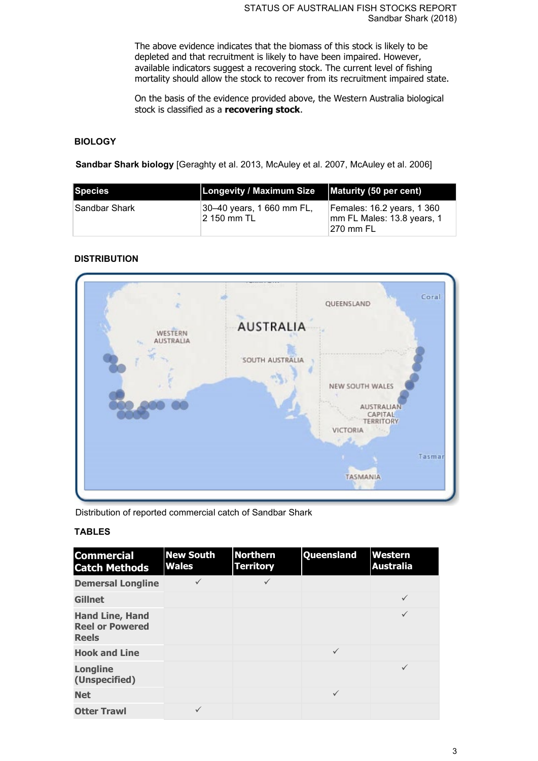The above evidence indicates that the biomass of this stock is likely to be depleted and that recruitment is likely to have been impaired. However, available indicators suggest a recovering stock. The current level of fishing mortality should allow the stock to recover from its recruitment impaired state.

On the basis of the evidence provided above, the Western Australia biological stock is classified as a **recovering stock**.

## BIOLOGY

**Sandbar Shark biology** [Geraghty et al. 2013, McAuley et al. 2007, McAuley et al. 2006]

| Species | Longevity / Maximum Size | Maturity (50 per cent) |
| --- | --- | --- |
| Sandbar Shark | 30–40 years, 1 660 mm FL, 2 150 mm TL | Females: 16.2 years, 1 360 mm FL Males: 13.8 years, 1 270 mm FL |

## DISTRIBUTION

Distribution of reported commercial catch of Sandbar Shark

## TABLES

| Commercial Catch Methods | New South Wales | Northern Territory | Queensland | Western Australia |
| --- | --- | --- | --- | --- |
| Demersal Longline | ✓ | ✓ | | |
| Gillnet | | | | ✓ |
| Hand Line, Hand Reel or Powered Reels | | | | ✓ |
| Hook and Line | | | ✓ | |
| Longline (Unspecified) | | | | ✓ |
| Net | | | ✓ | |
| Otter Trawl | ✓ | | | |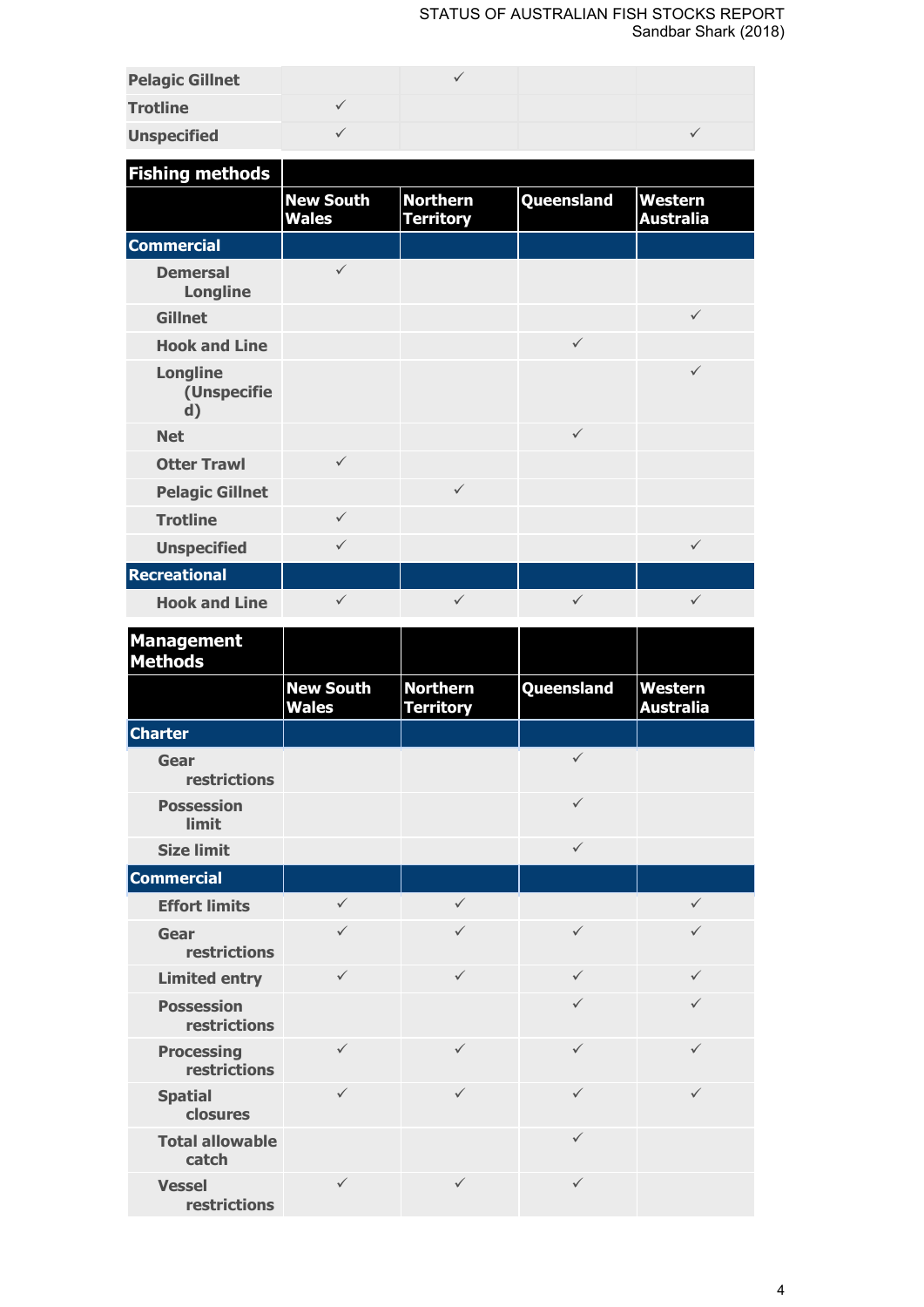| | | | | |
|---|---|---|---|---|
| Pelagic Gillnet | | ✓ | | |
| Trotline | ✓ | | | |
| Unspecified | ✓ | | | ✓ |

| Fishing methods | | | | |
|---|---|---|---|---|
| | New South Wales | Northern Territory | Queensland | Western Australia |
| **Commercial** | | | | |
| Demersal Longline | ✓ | | | |
| Gillnet | | | | ✓ |
| Hook and Line | | | ✓ | |
| Longline (Unspecified) | | | | ✓ |
| Net | | | ✓ | |
| Otter Trawl | ✓ | | | |
| Pelagic Gillnet | | ✓ | | |
| Trotline | ✓ | | | |
| Unspecified | ✓ | | | ✓ |
| **Recreational** | | | | |
| Hook and Line | ✓ | ✓ | ✓ | ✓ |

| Management Methods | | | | |
|---|---|---|---|---|
| | New South Wales | Northern Territory | Queensland | Western Australia |
| **Charter** | | | | |
| Gear restrictions | | | ✓ | |
| Possession limit | | | ✓ | |
| Size limit | | | ✓ | |
| **Commercial** | | | | |
| Effort limits | ✓ | ✓ | | ✓ |
| Gear restrictions | ✓ | ✓ | ✓ | ✓ |
| Limited entry | ✓ | ✓ | ✓ | ✓ |
| Possession restrictions | | | ✓ | ✓ |
| Processing restrictions | ✓ | ✓ | ✓ | ✓ |
| Spatial closures | ✓ | ✓ | ✓ | ✓ |
| Total allowable catch | | | ✓ | |
| Vessel restrictions | ✓ | ✓ | ✓ | |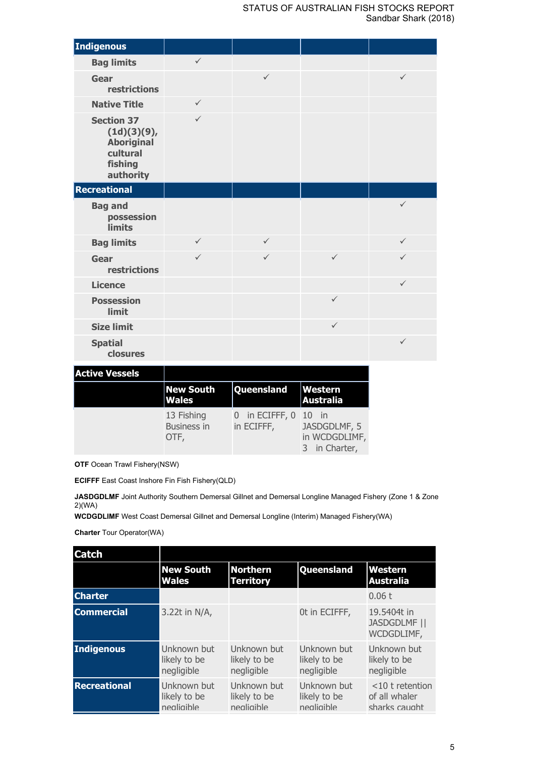| Indigenous | | | | |
|---|---|---|---|---|
| Bag limits | ✓ | | | |
| Gear restrictions | | ✓ | | ✓ |
| Native Title | ✓ | | | |
| Section 37 (1d)(3)(9), Aboriginal cultural fishing authority | ✓ | | | |
| **Recreational** | | | | |
| Bag and possession limits | | | | ✓ |
| Bag limits | ✓ | ✓ | | ✓ |
| Gear restrictions | ✓ | ✓ | ✓ | ✓ |
| Licence | | | | ✓ |
| Possession limit | | | ✓ | |
| Size limit | | | ✓ | |
| Spatial closures | | | | ✓ |

| Active Vessels | | | |
|---|---|---|---|
| | New South Wales | Queensland | Western Australia |
| | 13 Fishing Business in OTF, | 0 in ECIFFF, 0 in ECIFFF, | 10 in JASDGDLMF, 5 in WCDGDLIMF, 3 in Charter, |

**OTF** Ocean Trawl Fishery(NSW)

**ECIFFF** East Coast Inshore Fin Fish Fishery(QLD)

**JASDGDLMF** Joint Authority Southern Demersal Gillnet and Demersal Longline Managed Fishery (Zone 1 & Zone 2)(WA)

**WCDGDLIMF** West Coast Demersal Gillnet and Demersal Longline (Interim) Managed Fishery(WA)

**Charter** Tour Operator(WA)

| Catch | | | | |
|---|---|---|---|---|
| | New South Wales | Northern Territory | Queensland | Western Australia |
| Charter | | | | 0.06 t |
| Commercial | 3.22t in N/A, | | 0t in ECIFFF, | 19.5404t in JASDGDLMF \|\| WCDGDLIMF, |
| Indigenous | Unknown but likely to be negligible | Unknown but likely to be negligible | Unknown but likely to be negligible | Unknown but likely to be negligible |
| Recreational | Unknown but likely to be negligible | Unknown but likely to be negligible | Unknown but likely to be negligible | <10 t retention of all whaler sharks caught |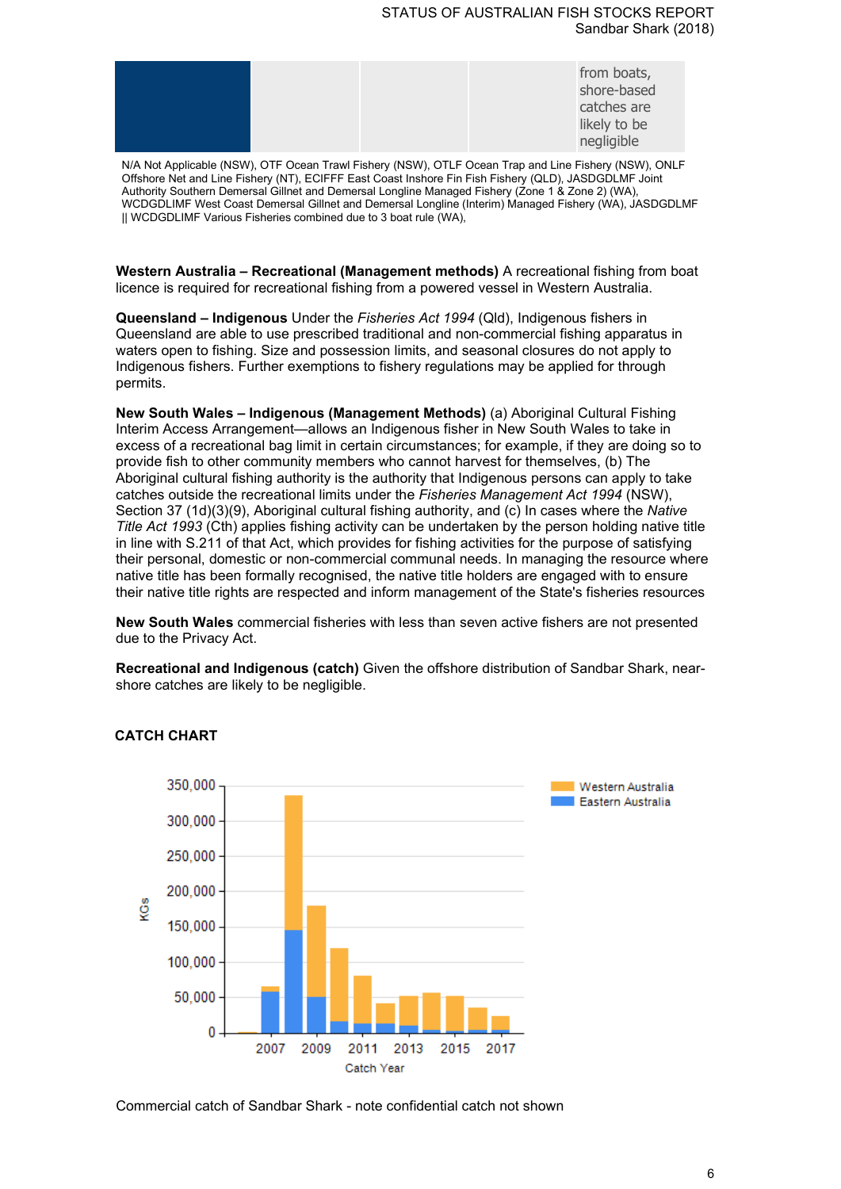| | | | | from boats, shore-based catches are likely to be negligible |
|---|---|---|---|---|

N/A Not Applicable (NSW), OTF Ocean Trawl Fishery (NSW), OTLF Ocean Trap and Line Fishery (NSW), ONLF Offshore Net and Line Fishery (NT), ECIFFF East Coast Inshore Fin Fish Fishery (QLD), JASDGDLMF Joint Authority Southern Demersal Gillnet and Demersal Longline Managed Fishery (Zone 1 & Zone 2) (WA), WCDGDLIMF West Coast Demersal Gillnet and Demersal Longline (Interim) Managed Fishery (WA), JASDGDLMF || WCDGDLIMF Various Fisheries combined due to 3 boat rule (WA),

**Western Australia – Recreational (Management methods)** A recreational fishing from boat licence is required for recreational fishing from a powered vessel in Western Australia.

**Queensland – Indigenous** Under the *Fisheries Act 1994* (Qld), Indigenous fishers in Queensland are able to use prescribed traditional and non-commercial fishing apparatus in waters open to fishing. Size and possession limits, and seasonal closures do not apply to Indigenous fishers. Further exemptions to fishery regulations may be applied for through permits.

**New South Wales – Indigenous (Management Methods)** (a) Aboriginal Cultural Fishing Interim Access Arrangement—allows an Indigenous fisher in New South Wales to take in excess of a recreational bag limit in certain circumstances; for example, if they are doing so to provide fish to other community members who cannot harvest for themselves, (b) The Aboriginal cultural fishing authority is the authority that Indigenous persons can apply to take catches outside the recreational limits under the *Fisheries Management Act 1994* (NSW), Section 37 (1d)(3)(9), Aboriginal cultural fishing authority, and (c) In cases where the *Native Title Act 1993* (Cth) applies fishing activity can be undertaken by the person holding native title in line with S.211 of that Act, which provides for fishing activities for the purpose of satisfying their personal, domestic or non-commercial communal needs. In managing the resource where native title has been formally recognised, the native title holders are engaged with to ensure their native title rights are respected and inform management of the State's fisheries resources

**New South Wales** commercial fisheries with less than seven active fishers are not presented due to the Privacy Act.

**Recreational and Indigenous (catch)** Given the offshore distribution of Sandbar Shark, near-shore catches are likely to be negligible.

## CATCH CHART

Commercial catch of Sandbar Shark - note confidential catch not shown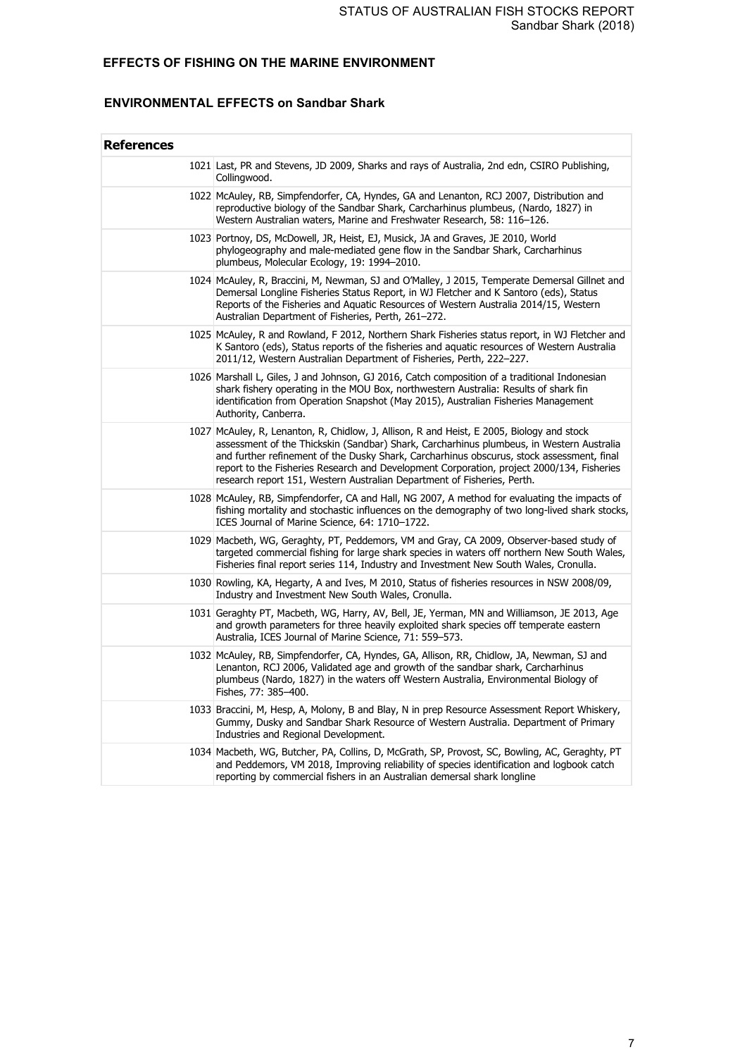## EFFECTS OF FISHING ON THE MARINE ENVIRONMENT

### ENVIRONMENTAL EFFECTS on Sandbar Shark

| References | |
|---|---|
| 1021 | Last, PR and Stevens, JD 2009, Sharks and rays of Australia, 2nd edn, CSIRO Publishing, Collingwood. |
| 1022 | McAuley, RB, Simpfendorfer, CA, Hyndes, GA and Lenanton, RCJ 2007, Distribution and reproductive biology of the Sandbar Shark, Carcharhinus plumbeus, (Nardo, 1827) in Western Australian waters, Marine and Freshwater Research, 58: 116–126. |
| 1023 | Portnoy, DS, McDowell, JR, Heist, EJ, Musick, JA and Graves, JE 2010, World phylogeography and male-mediated gene flow in the Sandbar Shark, Carcharhinus plumbeus, Molecular Ecology, 19: 1994–2010. |
| 1024 | McAuley, R, Braccini, M, Newman, SJ and O'Malley, J 2015, Temperate Demersal Gillnet and Demersal Longline Fisheries Status Report, in WJ Fletcher and K Santoro (eds), Status Reports of the Fisheries and Aquatic Resources of Western Australia 2014/15, Western Australian Department of Fisheries, Perth, 261–272. |
| 1025 | McAuley, R and Rowland, F 2012, Northern Shark Fisheries status report, in WJ Fletcher and K Santoro (eds), Status reports of the fisheries and aquatic resources of Western Australia 2011/12, Western Australian Department of Fisheries, Perth, 222–227. |
| 1026 | Marshall L, Giles, J and Johnson, GJ 2016, Catch composition of a traditional Indonesian shark fishery operating in the MOU Box, northwestern Australia: Results of shark fin identification from Operation Snapshot (May 2015), Australian Fisheries Management Authority, Canberra. |
| 1027 | McAuley, R, Lenanton, R, Chidlow, J, Allison, R and Heist, E 2005, Biology and stock assessment of the Thickskin (Sandbar) Shark, Carcharhinus plumbeus, in Western Australia and further refinement of the Dusky Shark, Carcharhinus obscurus, stock assessment, final report to the Fisheries Research and Development Corporation, project 2000/134, Fisheries research report 151, Western Australian Department of Fisheries, Perth. |
| 1028 | McAuley, RB, Simpfendorfer, CA and Hall, NG 2007, A method for evaluating the impacts of fishing mortality and stochastic influences on the demography of two long-lived shark stocks, ICES Journal of Marine Science, 64: 1710–1722. |
| 1029 | Macbeth, WG, Geraghty, PT, Peddemors, VM and Gray, CA 2009, Observer-based study of targeted commercial fishing for large shark species in waters off northern New South Wales, Fisheries final report series 114, Industry and Investment New South Wales, Cronulla. |
| 1030 | Rowling, KA, Hegarty, A and Ives, M 2010, Status of fisheries resources in NSW 2008/09, Industry and Investment New South Wales, Cronulla. |
| 1031 | Geraghty PT, Macbeth, WG, Harry, AV, Bell, JE, Yerman, MN and Williamson, JE 2013, Age and growth parameters for three heavily exploited shark species off temperate eastern Australia, ICES Journal of Marine Science, 71: 559–573. |
| 1032 | McAuley, RB, Simpfendorfer, CA, Hyndes, GA, Allison, RR, Chidlow, JA, Newman, SJ and Lenanton, RCJ 2006, Validated age and growth of the sandbar shark, Carcharhinus plumbeus (Nardo, 1827) in the waters off Western Australia, Environmental Biology of Fishes, 77: 385–400. |
| 1033 | Braccini, M, Hesp, A, Molony, B and Blay, N in prep Resource Assessment Report Whiskery, Gummy, Dusky and Sandbar Shark Resource of Western Australia. Department of Primary Industries and Regional Development. |
| 1034 | Macbeth, WG, Butcher, PA, Collins, D, McGrath, SP, Provost, SC, Bowling, AC, Geraghty, PT and Peddemors, VM 2018, Improving reliability of species identification and logbook catch reporting by commercial fishers in an Australian demersal shark longline |